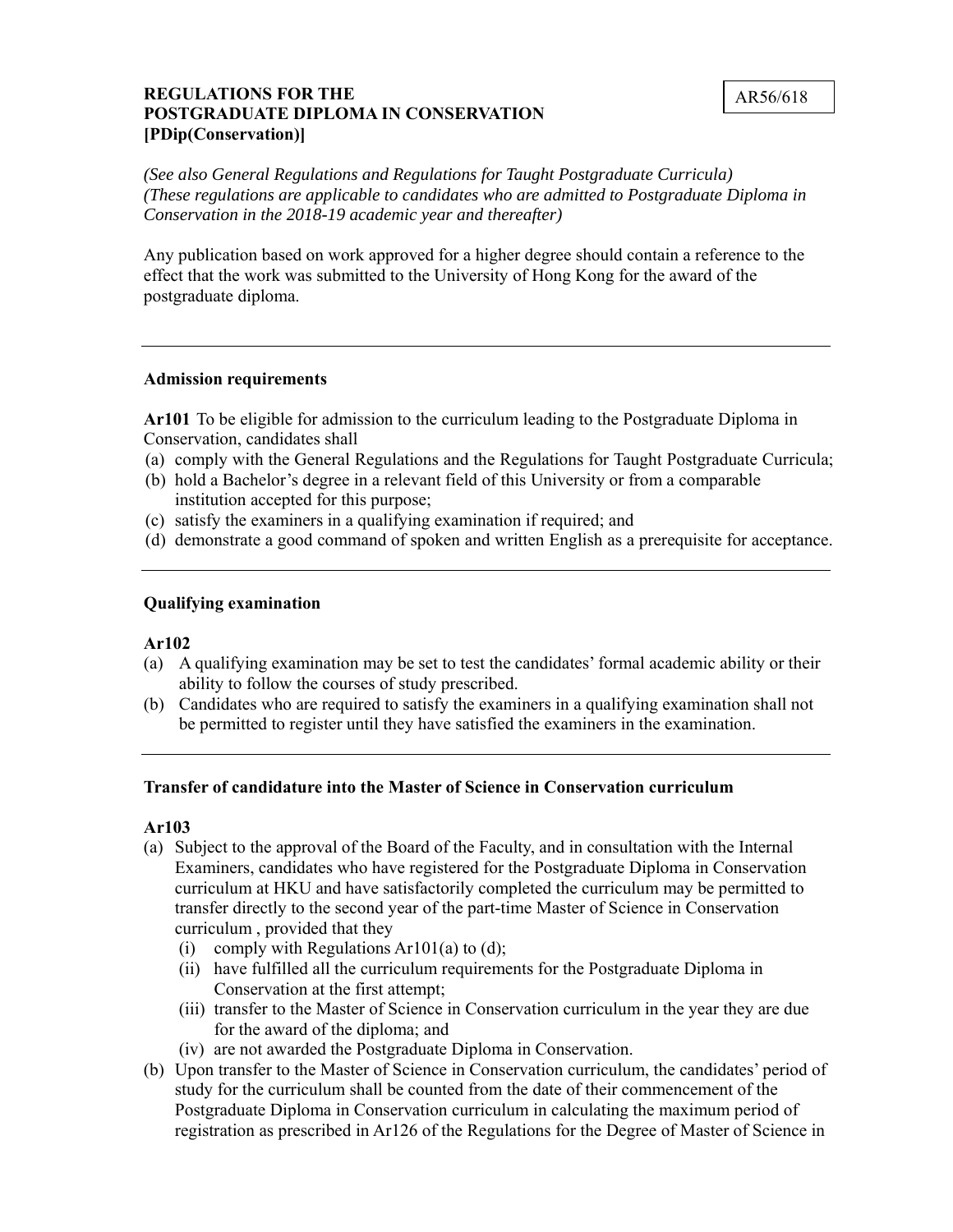AR56/618

# REGULATIONS FOR THE POSTGRADUATE DIPLOMA IN CONSERVATION [PDip(Conservation)]

*(See also General Regulations and Regulations for Taught Postgraduate Curricula)*
*(These regulations are applicable to candidates who are admitted to Postgraduate Diploma in Conservation in the 2018-19 academic year and thereafter)*

Any publication based on work approved for a higher degree should contain a reference to the effect that the work was submitted to the University of Hong Kong for the award of the postgraduate diploma.

---

### Admission requirements

**Ar101** To be eligible for admission to the curriculum leading to the Postgraduate Diploma in Conservation, candidates shall

(a) comply with the General Regulations and the Regulations for Taught Postgraduate Curricula;
(b) hold a Bachelor's degree in a relevant field of this University or from a comparable institution accepted for this purpose;
(c) satisfy the examiners in a qualifying examination if required; and
(d) demonstrate a good command of spoken and written English as a prerequisite for acceptance.

---

### Qualifying examination

**Ar102**

(a) A qualifying examination may be set to test the candidates' formal academic ability or their ability to follow the courses of study prescribed.
(b) Candidates who are required to satisfy the examiners in a qualifying examination shall not be permitted to register until they have satisfied the examiners in the examination.

---

### Transfer of candidature into the Master of Science in Conservation curriculum

**Ar103**

(a) Subject to the approval of the Board of the Faculty, and in consultation with the Internal Examiners, candidates who have registered for the Postgraduate Diploma in Conservation curriculum at HKU and have satisfactorily completed the curriculum may be permitted to transfer directly to the second year of the part-time Master of Science in Conservation curriculum , provided that they
   (i) comply with Regulations Ar101(a) to (d);
   (ii) have fulfilled all the curriculum requirements for the Postgraduate Diploma in Conservation at the first attempt;
   (iii) transfer to the Master of Science in Conservation curriculum in the year they are due for the award of the diploma; and
   (iv) are not awarded the Postgraduate Diploma in Conservation.
(b) Upon transfer to the Master of Science in Conservation curriculum, the candidates' period of study for the curriculum shall be counted from the date of their commencement of the Postgraduate Diploma in Conservation curriculum in calculating the maximum period of registration as prescribed in Ar126 of the Regulations for the Degree of Master of Science in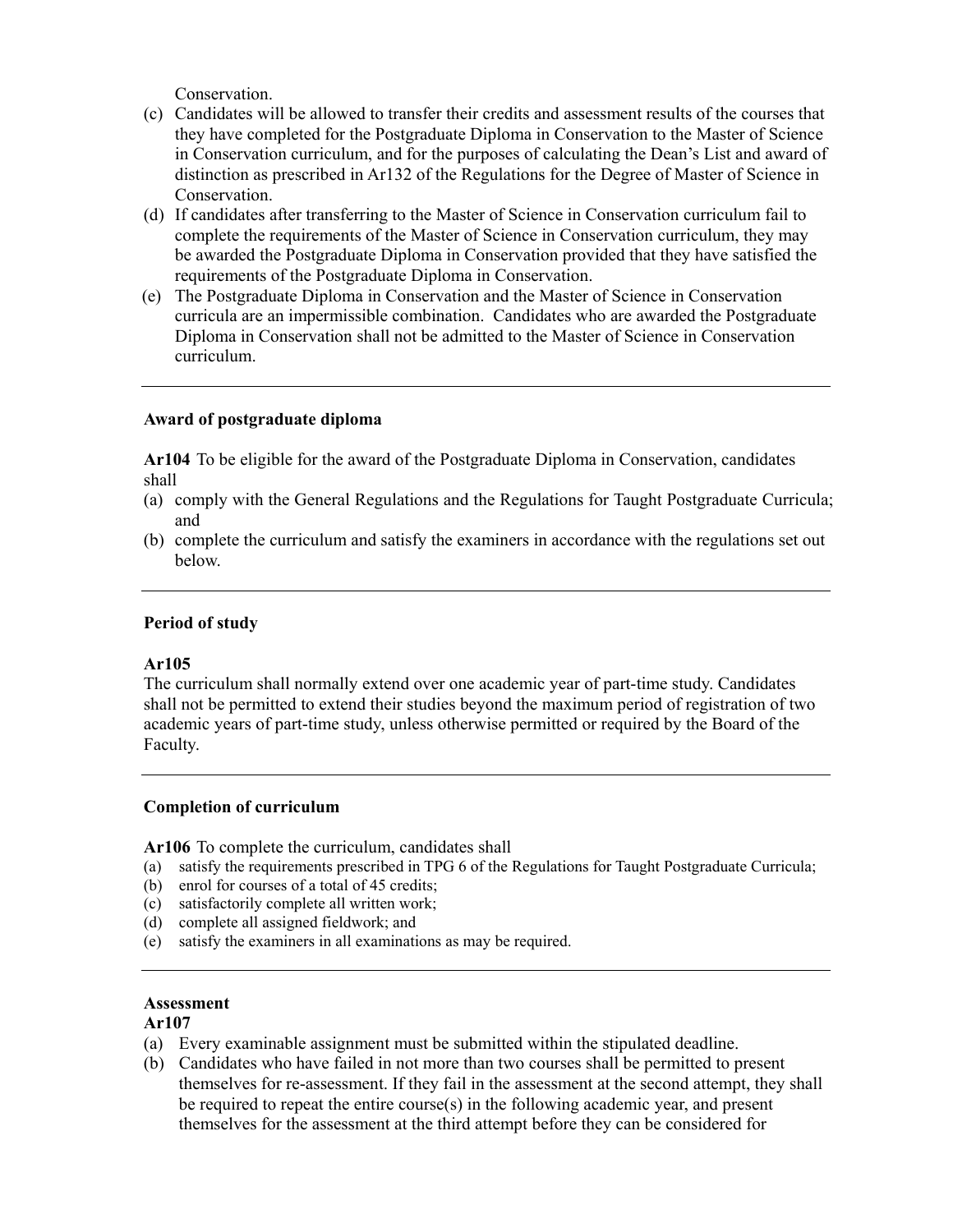Conservation.

(c) Candidates will be allowed to transfer their credits and assessment results of the courses that they have completed for the Postgraduate Diploma in Conservation to the Master of Science in Conservation curriculum, and for the purposes of calculating the Dean's List and award of distinction as prescribed in Ar132 of the Regulations for the Degree of Master of Science in Conservation.

(d) If candidates after transferring to the Master of Science in Conservation curriculum fail to complete the requirements of the Master of Science in Conservation curriculum, they may be awarded the Postgraduate Diploma in Conservation provided that they have satisfied the requirements of the Postgraduate Diploma in Conservation.

(e) The Postgraduate Diploma in Conservation and the Master of Science in Conservation curricula are an impermissible combination. Candidates who are awarded the Postgraduate Diploma in Conservation shall not be admitted to the Master of Science in Conservation curriculum.

---

**Award of postgraduate diploma**

**Ar104** To be eligible for the award of the Postgraduate Diploma in Conservation, candidates shall

(a) comply with the General Regulations and the Regulations for Taught Postgraduate Curricula; and

(b) complete the curriculum and satisfy the examiners in accordance with the regulations set out below.

---

**Period of study**

**Ar105**

The curriculum shall normally extend over one academic year of part-time study. Candidates shall not be permitted to extend their studies beyond the maximum period of registration of two academic years of part-time study, unless otherwise permitted or required by the Board of the Faculty.

---

**Completion of curriculum**

**Ar106** To complete the curriculum, candidates shall

(a) satisfy the requirements prescribed in TPG 6 of the Regulations for Taught Postgraduate Curricula;

(b) enrol for courses of a total of 45 credits;

(c) satisfactorily complete all written work;

(d) complete all assigned fieldwork; and

(e) satisfy the examiners in all examinations as may be required.

---

**Assessment**

**Ar107**

(a) Every examinable assignment must be submitted within the stipulated deadline.

(b) Candidates who have failed in not more than two courses shall be permitted to present themselves for re-assessment. If they fail in the assessment at the second attempt, they shall be required to repeat the entire course(s) in the following academic year, and present themselves for the assessment at the third attempt before they can be considered for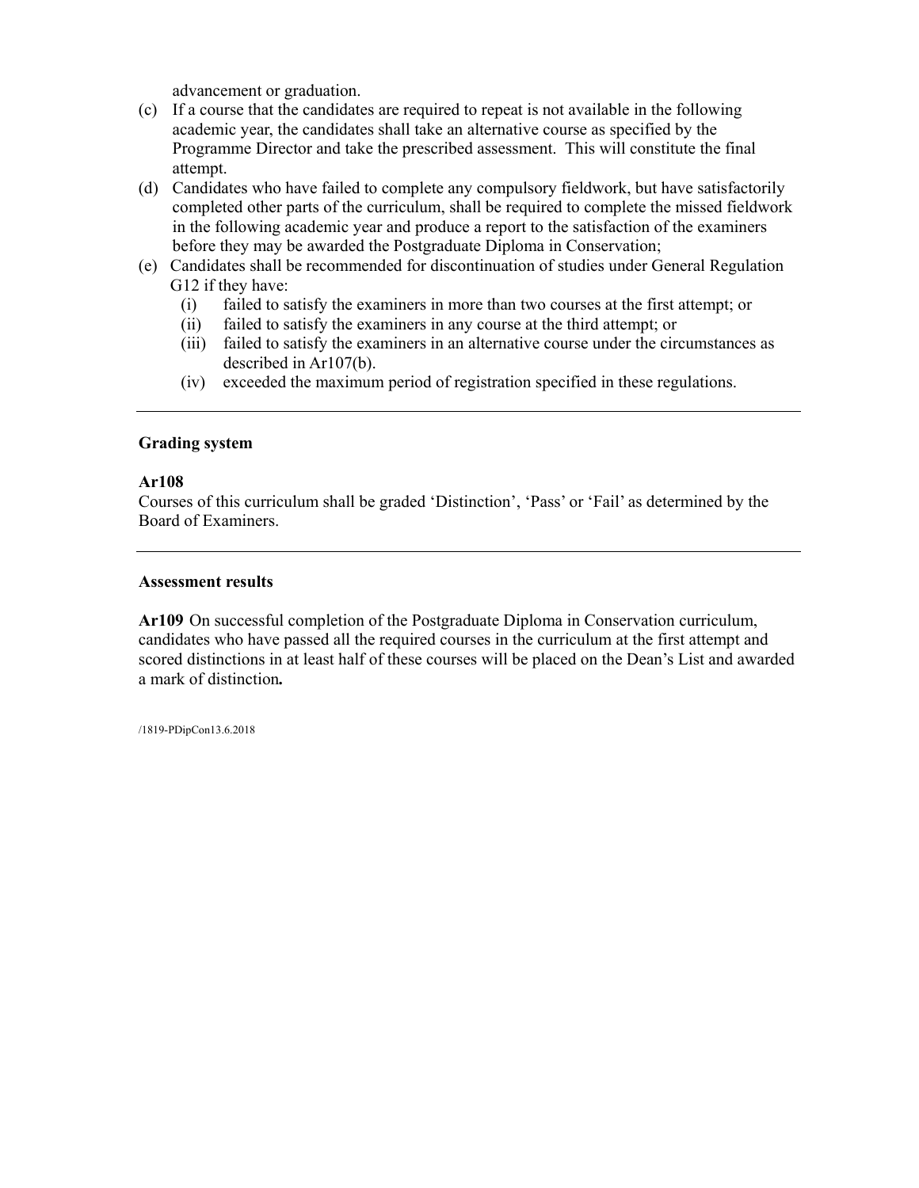advancement or graduation.

(c) If a course that the candidates are required to repeat is not available in the following academic year, the candidates shall take an alternative course as specified by the Programme Director and take the prescribed assessment. This will constitute the final attempt.

(d) Candidates who have failed to complete any compulsory fieldwork, but have satisfactorily completed other parts of the curriculum, shall be required to complete the missed fieldwork in the following academic year and produce a report to the satisfaction of the examiners before they may be awarded the Postgraduate Diploma in Conservation;

(e) Candidates shall be recommended for discontinuation of studies under General Regulation G12 if they have:
   - (i) failed to satisfy the examiners in more than two courses at the first attempt; or
   - (ii) failed to satisfy the examiners in any course at the third attempt; or
   - (iii) failed to satisfy the examiners in an alternative course under the circumstances as described in Ar107(b).
   - (iv) exceeded the maximum period of registration specified in these regulations.

---

### Grading system

**Ar108**
Courses of this curriculum shall be graded 'Distinction', 'Pass' or 'Fail' as determined by the Board of Examiners.

---

### Assessment results

**Ar109** On successful completion of the Postgraduate Diploma in Conservation curriculum, candidates who have passed all the required courses in the curriculum at the first attempt and scored distinctions in at least half of these courses will be placed on the Dean's List and awarded a mark of distinction**.**

/1819-PDipCon13.6.2018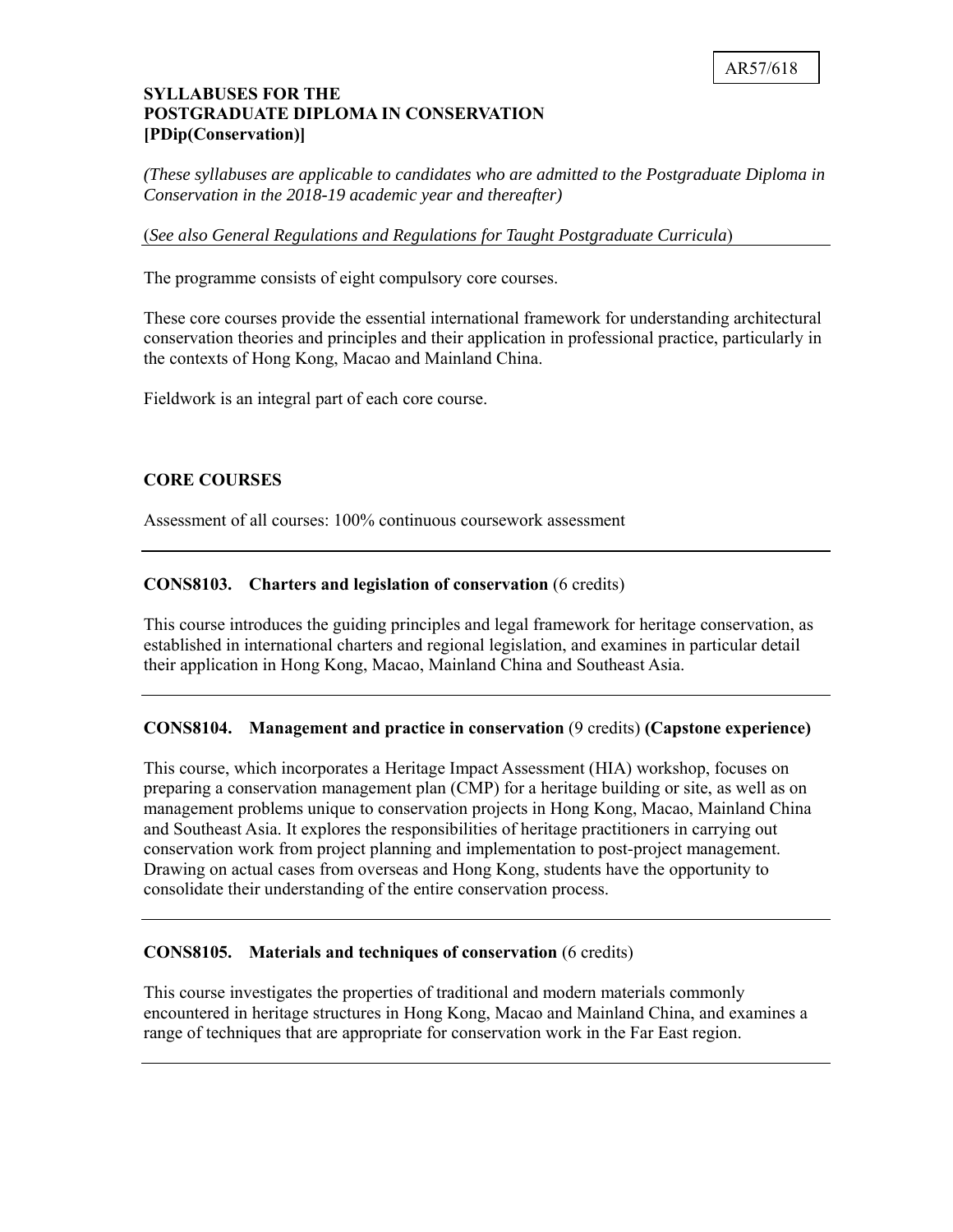AR57/618

**SYLLABUSES FOR THE**
**POSTGRADUATE DIPLOMA IN CONSERVATION**
**[PDip(Conservation)]**

*(These syllabuses are applicable to candidates who are admitted to the Postgraduate Diploma in Conservation in the 2018-19 academic year and thereafter)*

(*See also General Regulations and Regulations for Taught Postgraduate Curricula*)

---

The programme consists of eight compulsory core courses.

These core courses provide the essential international framework for understanding architectural conservation theories and principles and their application in professional practice, particularly in the contexts of Hong Kong, Macao and Mainland China.

Fieldwork is an integral part of each core course.

## CORE COURSES

Assessment of all courses: 100% continuous coursework assessment

---

### CONS8103. Charters and legislation of conservation (6 credits)

This course introduces the guiding principles and legal framework for heritage conservation, as established in international charters and regional legislation, and examines in particular detail their application in Hong Kong, Macao, Mainland China and Southeast Asia.

---

### CONS8104. Management and practice in conservation (9 credits) (Capstone experience)

This course, which incorporates a Heritage Impact Assessment (HIA) workshop, focuses on preparing a conservation management plan (CMP) for a heritage building or site, as well as on management problems unique to conservation projects in Hong Kong, Macao, Mainland China and Southeast Asia. It explores the responsibilities of heritage practitioners in carrying out conservation work from project planning and implementation to post-project management. Drawing on actual cases from overseas and Hong Kong, students have the opportunity to consolidate their understanding of the entire conservation process.

---

### CONS8105. Materials and techniques of conservation (6 credits)

This course investigates the properties of traditional and modern materials commonly encountered in heritage structures in Hong Kong, Macao and Mainland China, and examines a range of techniques that are appropriate for conservation work in the Far East region.

---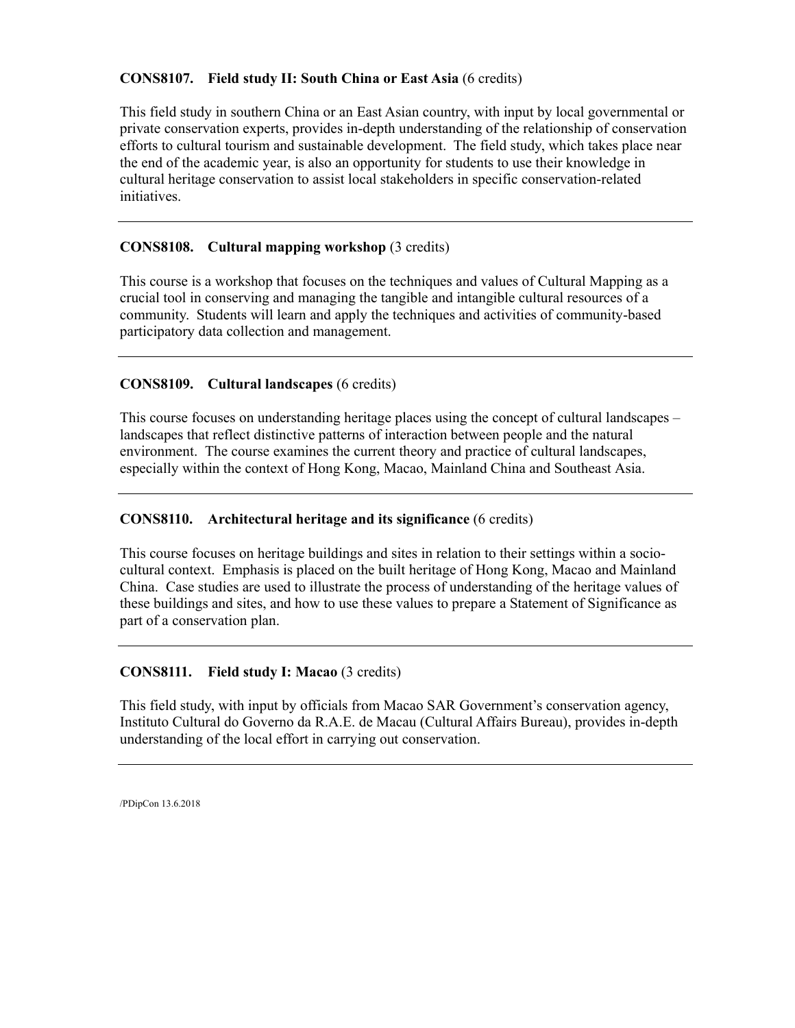**CONS8107. Field study II: South China or East Asia** (6 credits)

This field study in southern China or an East Asian country, with input by local governmental or private conservation experts, provides in-depth understanding of the relationship of conservation efforts to cultural tourism and sustainable development. The field study, which takes place near the end of the academic year, is also an opportunity for students to use their knowledge in cultural heritage conservation to assist local stakeholders in specific conservation-related initiatives.

---

**CONS8108. Cultural mapping workshop** (3 credits)

This course is a workshop that focuses on the techniques and values of Cultural Mapping as a crucial tool in conserving and managing the tangible and intangible cultural resources of a community. Students will learn and apply the techniques and activities of community-based participatory data collection and management.

---

**CONS8109. Cultural landscapes** (6 credits)

This course focuses on understanding heritage places using the concept of cultural landscapes – landscapes that reflect distinctive patterns of interaction between people and the natural environment. The course examines the current theory and practice of cultural landscapes, especially within the context of Hong Kong, Macao, Mainland China and Southeast Asia.

---

**CONS8110. Architectural heritage and its significance** (6 credits)

This course focuses on heritage buildings and sites in relation to their settings within a socio-cultural context. Emphasis is placed on the built heritage of Hong Kong, Macao and Mainland China. Case studies are used to illustrate the process of understanding of the heritage values of these buildings and sites, and how to use these values to prepare a Statement of Significance as part of a conservation plan.

---

**CONS8111. Field study I: Macao** (3 credits)

This field study, with input by officials from Macao SAR Government's conservation agency, Instituto Cultural do Governo da R.A.E. de Macau (Cultural Affairs Bureau), provides in-depth understanding of the local effort in carrying out conservation.

---

/PDipCon 13.6.2018